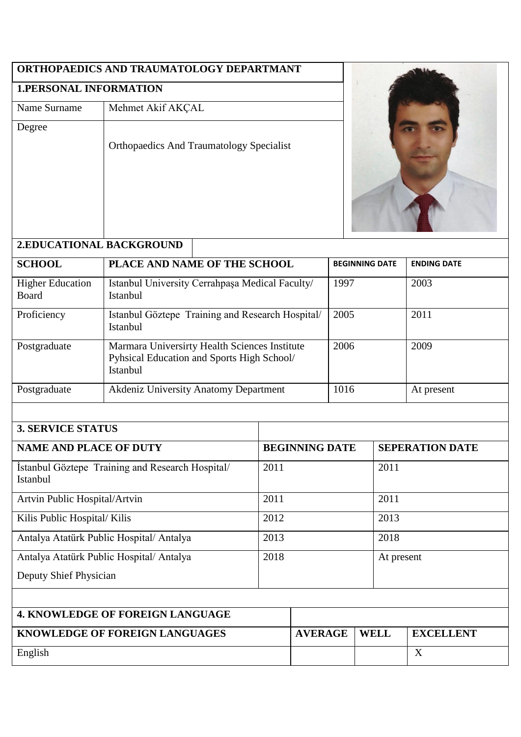**ORTHOPAEDICS AND TRAUMATOLOGY DEPARTMANT**

**1.PERSONAL INFORMATION**

| | |
|---|---|
| Name Surname | Mehmet Akif AKÇAL |
| Degree | Orthopaedics And Traumatology Specialist |

**2.EDUCATIONAL BACKGROUND**

| SCHOOL | PLACE AND NAME OF THE SCHOOL | BEGINNING DATE | ENDING DATE |
|---|---|---|---|
| Higher Education Board | Istanbul University Cerrahpaşa Medical Faculty/ Istanbul | 1997 | 2003 |
| Proficiency | Istanbul Göztepe Training and Research Hospital/ Istanbul | 2005 | 2011 |
| Postgraduate | Marmara Universirty Health Sciences Institute Pyhsical Education and Sports High School/ Istanbul | 2006 | 2009 |
| Postgraduate | Akdeniz University Anatomy Department | 1016 | At present |

**3. SERVICE STATUS**

| NAME AND PLACE OF DUTY | BEGINNING DATE | SEPERATION DATE |
|---|---|---|
| İstanbul Göztepe Training and Research Hospital/ Istanbul | 2011 | 2011 |
| Artvin Public Hospital/Artvin | 2011 | 2011 |
| Kilis Public Hospital/ Kilis | 2012 | 2013 |
| Antalya Atatürk Public Hospital/ Antalya | 2013 | 2018 |
| Antalya Atatürk Public Hospital/ Antalya<br>Deputy Shief Physician | 2018 | At present |

**4. KNOWLEDGE OF FOREIGN LANGUAGE**

| KNOWLEDGE OF FOREIGN LANGUAGES | AVERAGE | WELL | EXCELLENT |
|---|---|---|---|
| English | | | X |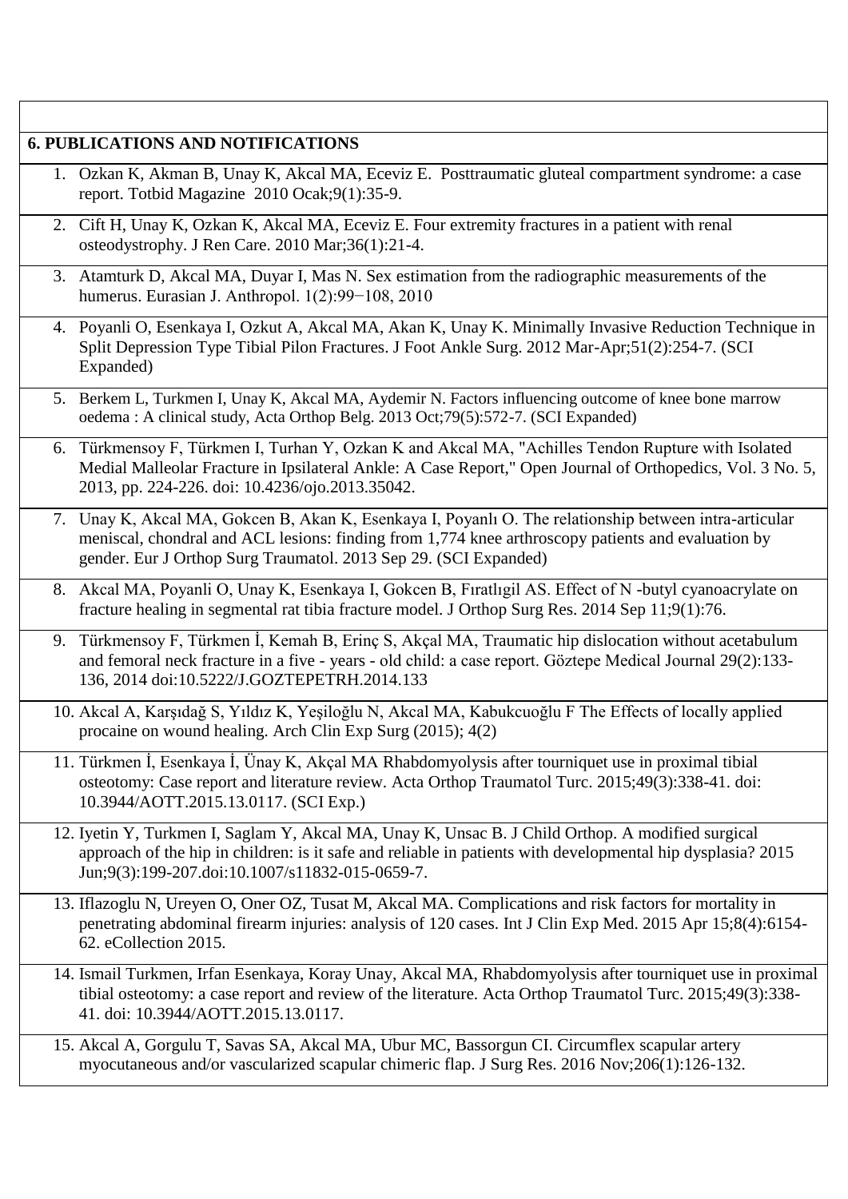## 6. PUBLICATIONS AND NOTIFICATIONS

1. Ozkan K, Akman B, Unay K, Akcal MA, Eceviz E. Posttraumatic gluteal compartment syndrome: a case report. Totbid Magazine 2010 Ocak;9(1):35-9.
2. Cift H, Unay K, Ozkan K, Akcal MA, Eceviz E. Four extremity fractures in a patient with renal osteodystrophy. J Ren Care. 2010 Mar;36(1):21-4.
3. Atamturk D, Akcal MA, Duyar I, Mas N. Sex estimation from the radiographic measurements of the humerus. Eurasian J. Anthropol. 1(2):99−108, 2010
4. Poyanli O, Esenkaya I, Ozkut A, Akcal MA, Akan K, Unay K. Minimally Invasive Reduction Technique in Split Depression Type Tibial Pilon Fractures. J Foot Ankle Surg. 2012 Mar-Apr;51(2):254-7. (SCI Expanded)
5. Berkem L, Turkmen I, Unay K, Akcal MA, Aydemir N. Factors influencing outcome of knee bone marrow oedema : A clinical study, Acta Orthop Belg. 2013 Oct;79(5):572-7. (SCI Expanded)
6. Türkmensoy F, Türkmen I, Turhan Y, Ozkan K and Akcal MA, "Achilles Tendon Rupture with Isolated Medial Malleolar Fracture in Ipsilateral Ankle: A Case Report," Open Journal of Orthopedics, Vol. 3 No. 5, 2013, pp. 224-226. doi: 10.4236/ojo.2013.35042.
7. Unay K, Akcal MA, Gokcen B, Akan K, Esenkaya I, Poyanlı O. The relationship between intra-articular meniscal, chondral and ACL lesions: finding from 1,774 knee arthroscopy patients and evaluation by gender. Eur J Orthop Surg Traumatol. 2013 Sep 29. (SCI Expanded)
8. Akcal MA, Poyanli O, Unay K, Esenkaya I, Gokcen B, Fıratlıgil AS. Effect of N -butyl cyanoacrylate on fracture healing in segmental rat tibia fracture model. J Orthop Surg Res. 2014 Sep 11;9(1):76.
9. Türkmensoy F, Türkmen İ, Kemah B, Erinç S, Akçal MA, Traumatic hip dislocation without acetabulum and femoral neck fracture in a five - years - old child: a case report. Göztepe Medical Journal 29(2):133-136, 2014 doi:10.5222/J.GOZTEPETRH.2014.133
10. Akcal A, Karşıdağ S, Yıldız K, Yeşiloğlu N, Akcal MA, Kabukcuoğlu F The Effects of locally applied procaine on wound healing. Arch Clin Exp Surg (2015); 4(2)
11. Türkmen İ, Esenkaya İ, Ünay K, Akçal MA Rhabdomyolysis after tourniquet use in proximal tibial osteotomy: Case report and literature review. Acta Orthop Traumatol Turc. 2015;49(3):338-41. doi: 10.3944/AOTT.2015.13.0117. (SCI Exp.)
12. Iyetin Y, Turkmen I, Saglam Y, Akcal MA, Unay K, Unsac B. J Child Orthop. A modified surgical approach of the hip in children: is it safe and reliable in patients with developmental hip dysplasia? 2015 Jun;9(3):199-207.doi:10.1007/s11832-015-0659-7.
13. Iflazoglu N, Ureyen O, Oner OZ, Tusat M, Akcal MA. Complications and risk factors for mortality in penetrating abdominal firearm injuries: analysis of 120 cases. Int J Clin Exp Med. 2015 Apr 15;8(4):6154-62. eCollection 2015.
14. Ismail Turkmen, Irfan Esenkaya, Koray Unay, Akcal MA, Rhabdomyolysis after tourniquet use in proximal tibial osteotomy: a case report and review of the literature. Acta Orthop Traumatol Turc. 2015;49(3):338-41. doi: 10.3944/AOTT.2015.13.0117.
15. Akcal A, Gorgulu T, Savas SA, Akcal MA, Ubur MC, Bassorgun CI. Circumflex scapular artery myocutaneous and/or vascularized scapular chimeric flap. J Surg Res. 2016 Nov;206(1):126-132.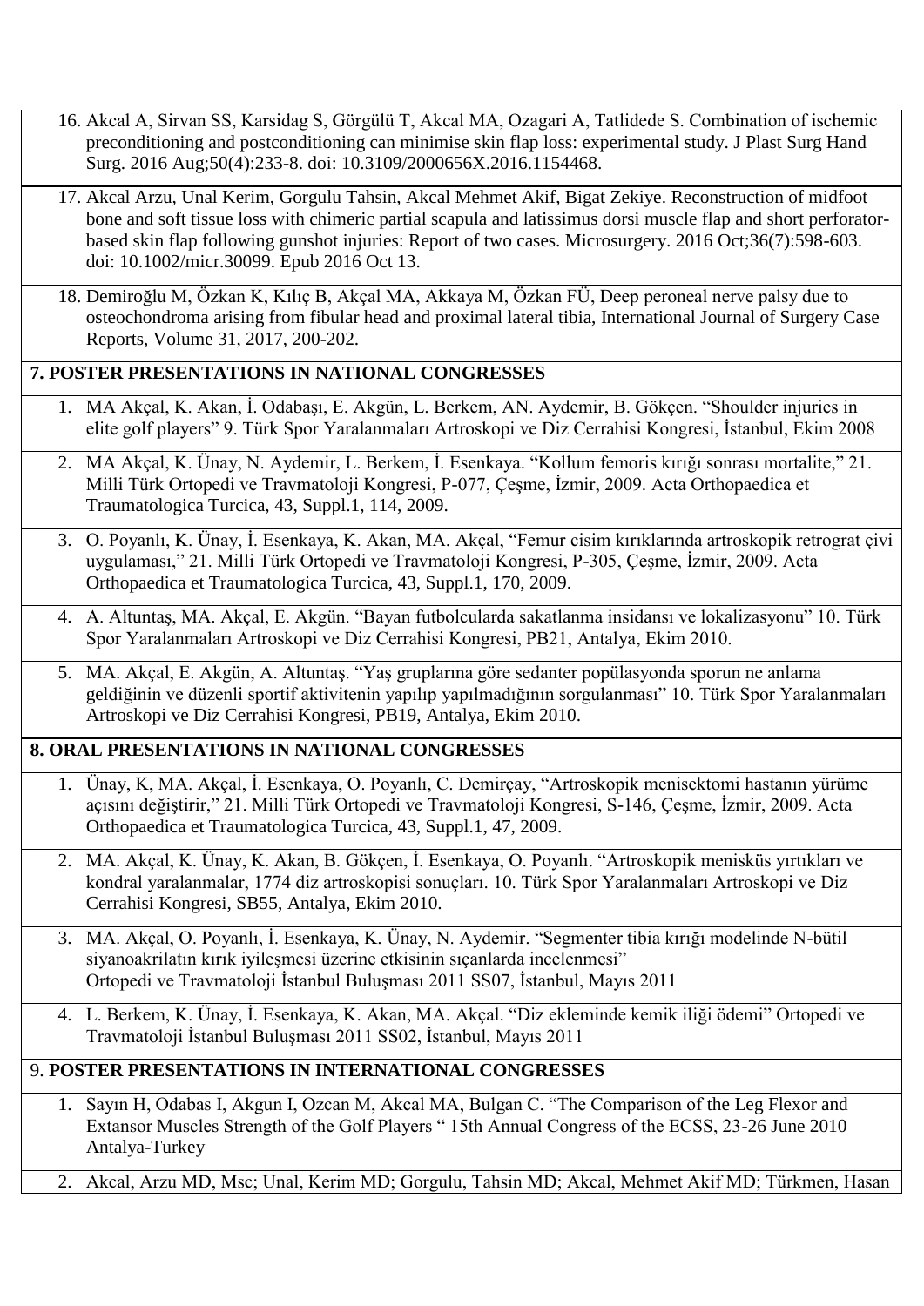16. Akcal A, Sirvan SS, Karsidag S, Görgülü T, Akcal MA, Ozagari A, Tatlidede S. Combination of ischemic preconditioning and postconditioning can minimise skin flap loss: experimental study. J Plast Surg Hand Surg. 2016 Aug;50(4):233-8. doi: 10.3109/2000656X.2016.1154468.
17. Akcal Arzu, Unal Kerim, Gorgulu Tahsin, Akcal Mehmet Akif, Bigat Zekiye. Reconstruction of midfoot bone and soft tissue loss with chimeric partial scapula and latissimus dorsi muscle flap and short perforator-based skin flap following gunshot injuries: Report of two cases. Microsurgery. 2016 Oct;36(7):598-603. doi: 10.1002/micr.30099. Epub 2016 Oct 13.
18. Demiroğlu M, Özkan K, Kılıç B, Akçal MA, Akkaya M, Özkan FÜ, Deep peroneal nerve palsy due to osteochondroma arising from fibular head and proximal lateral tibia, International Journal of Surgery Case Reports, Volume 31, 2017, 200-202.

## 7. POSTER PRESENTATIONS IN NATIONAL CONGRESSES

1. MA Akçal, K. Akan, İ. Odabaşı, E. Akgün, L. Berkem, AN. Aydemir, B. Gökçen. "Shoulder injuries in elite golf players" 9. Türk Spor Yaralanmaları Artroskopi ve Diz Cerrahisi Kongresi, İstanbul, Ekim 2008
2. MA Akçal, K. Ünay, N. Aydemir, L. Berkem, İ. Esenkaya. "Kollum femoris kırığı sonrası mortalite," 21. Milli Türk Ortopedi ve Travmatoloji Kongresi, P-077, Çeşme, İzmir, 2009. Acta Orthopaedica et Traumatologica Turcica, 43, Suppl.1, 114, 2009.
3. O. Poyanlı, K. Ünay, İ. Esenkaya, K. Akan, MA. Akçal, "Femur cisim kırıklarında artroskopik retrograt çivi uygulaması," 21. Milli Türk Ortopedi ve Travmatoloji Kongresi, P-305, Çeşme, İzmir, 2009. Acta Orthopaedica et Traumatologica Turcica, 43, Suppl.1, 170, 2009.
4. A. Altuntaş, MA. Akçal, E. Akgün. "Bayan futbolcularda sakatlanma insidansı ve lokalizasyonu" 10. Türk Spor Yaralanmaları Artroskopi ve Diz Cerrahisi Kongresi, PB21, Antalya, Ekim 2010.
5. MA. Akçal, E. Akgün, A. Altuntaş. "Yaş gruplarına göre sedanter popülasyonda sporun ne anlama geldiğinin ve düzenli sportif aktivitenin yapılıp yapılmadığının sorgulanması" 10. Türk Spor Yaralanmaları Artroskopi ve Diz Cerrahisi Kongresi, PB19, Antalya, Ekim 2010.

## 8. ORAL PRESENTATIONS IN NATIONAL CONGRESSES

1. Ünay, K, MA. Akçal, İ. Esenkaya, O. Poyanlı, C. Demirçay, "Artroskopik menisektomi hastanın yürüme açısını değiştirir," 21. Milli Türk Ortopedi ve Travmatoloji Kongresi, S-146, Çeşme, İzmir, 2009. Acta Orthopaedica et Traumatologica Turcica, 43, Suppl.1, 47, 2009.
2. MA. Akçal, K. Ünay, K. Akan, B. Gökçen, İ. Esenkaya, O. Poyanlı. "Artroskopik menisküs yırtıkları ve kondral yaralanmalar, 1774 diz artroskopisi sonuçları. 10. Türk Spor Yaralanmaları Artroskopi ve Diz Cerrahisi Kongresi, SB55, Antalya, Ekim 2010.
3. MA. Akçal, O. Poyanlı, İ. Esenkaya, K. Ünay, N. Aydemir. "Segmenter tibia kırığı modelinde N-bütil siyanoakrilatın kırık iyileşmesi üzerine etkisinin sıçanlarda incelenmesi" Ortopedi ve Travmatoloji İstanbul Buluşması 2011 SS07, İstanbul, Mayıs 2011
4. L. Berkem, K. Ünay, İ. Esenkaya, K. Akan, MA. Akçal. "Diz ekleminde kemik iliği ödemi" Ortopedi ve Travmatoloji İstanbul Buluşması 2011 SS02, İstanbul, Mayıs 2011

## 9. POSTER PRESENTATIONS IN INTERNATIONAL CONGRESSES

1. Sayın H, Odabas I, Akgun I, Ozcan M, Akcal MA, Bulgan C. "The Comparison of the Leg Flexor and Extansor Muscles Strength of the Golf Players " 15th Annual Congress of the ECSS, 23-26 June 2010 Antalya-Turkey
2. Akcal, Arzu MD, Msc; Unal, Kerim MD; Gorgulu, Tahsin MD; Akcal, Mehmet Akif MD; Türkmen, Hasan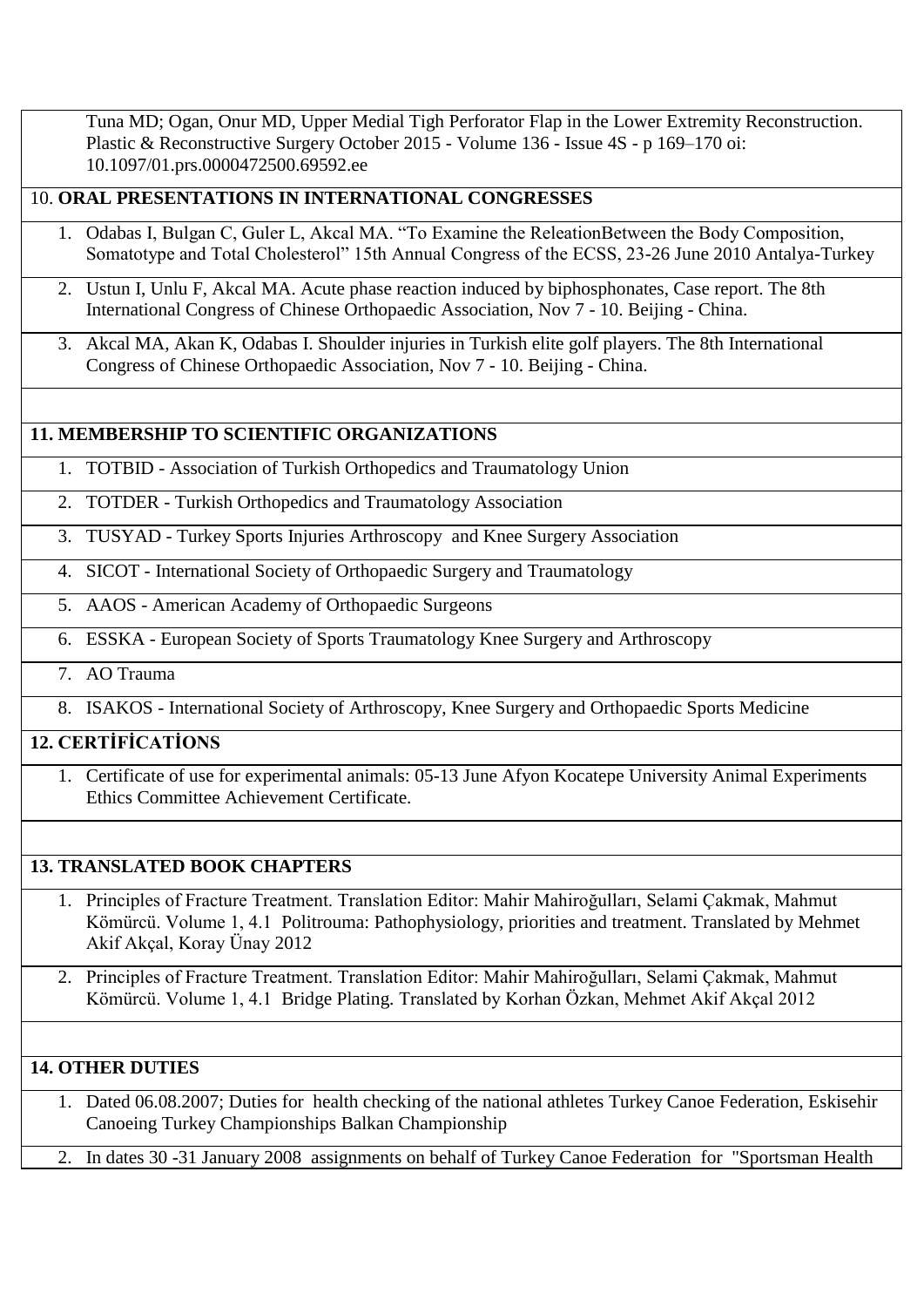Tuna MD; Ogan, Onur MD, Upper Medial Tigh Perforator Flap in the Lower Extremity Reconstruction. Plastic & Reconstructive Surgery October 2015 - Volume 136 - Issue 4S - p 169–170 oi: 10.1097/01.prs.0000472500.69592.ee

## 10. ORAL PRESENTATIONS IN INTERNATIONAL CONGRESSES

1. Odabas I, Bulgan C, Guler L, Akcal MA. "To Examine the ReleationBetween the Body Composition, Somatotype and Total Cholesterol" 15th Annual Congress of the ECSS, 23-26 June 2010 Antalya-Turkey
2. Ustun I, Unlu F, Akcal MA. Acute phase reaction induced by biphosphonates, Case report. The 8th International Congress of Chinese Orthopaedic Association, Nov 7 - 10. Beijing - China.
3. Akcal MA, Akan K, Odabas I. Shoulder injuries in Turkish elite golf players. The 8th International Congress of Chinese Orthopaedic Association, Nov 7 - 10. Beijing - China.

## 11. MEMBERSHIP TO SCIENTIFIC ORGANIZATIONS

1. TOTBID - Association of Turkish Orthopedics and Traumatology Union
2. TOTDER - Turkish Orthopedics and Traumatology Association
3. TUSYAD - Turkey Sports Injuries Arthroscopy and Knee Surgery Association
4. SICOT - International Society of Orthopaedic Surgery and Traumatology
5. AAOS - American Academy of Orthopaedic Surgeons
6. ESSKA - European Society of Sports Traumatology Knee Surgery and Arthroscopy
7. AO Trauma
8. ISAKOS - International Society of Arthroscopy, Knee Surgery and Orthopaedic Sports Medicine

## 12. CERTİFİCATİONS

1. Certificate of use for experimental animals: 05-13 June Afyon Kocatepe University Animal Experiments Ethics Committee Achievement Certificate.

## 13. TRANSLATED BOOK CHAPTERS

1. Principles of Fracture Treatment. Translation Editor: Mahir Mahiroğulları, Selami Çakmak, Mahmut Kömürcü. Volume 1, 4.1 Politrouma: Pathophysiology, priorities and treatment. Translated by Mehmet Akif Akçal, Koray Ünay 2012
2. Principles of Fracture Treatment. Translation Editor: Mahir Mahiroğulları, Selami Çakmak, Mahmut Kömürcü. Volume 1, 4.1 Bridge Plating. Translated by Korhan Özkan, Mehmet Akif Akçal 2012

## 14. OTHER DUTIES

1. Dated 06.08.2007; Duties for health checking of the national athletes Turkey Canoe Federation, Eskisehir Canoeing Turkey Championships Balkan Championship
2. In dates 30 -31 January 2008 assignments on behalf of Turkey Canoe Federation for "Sportsman Health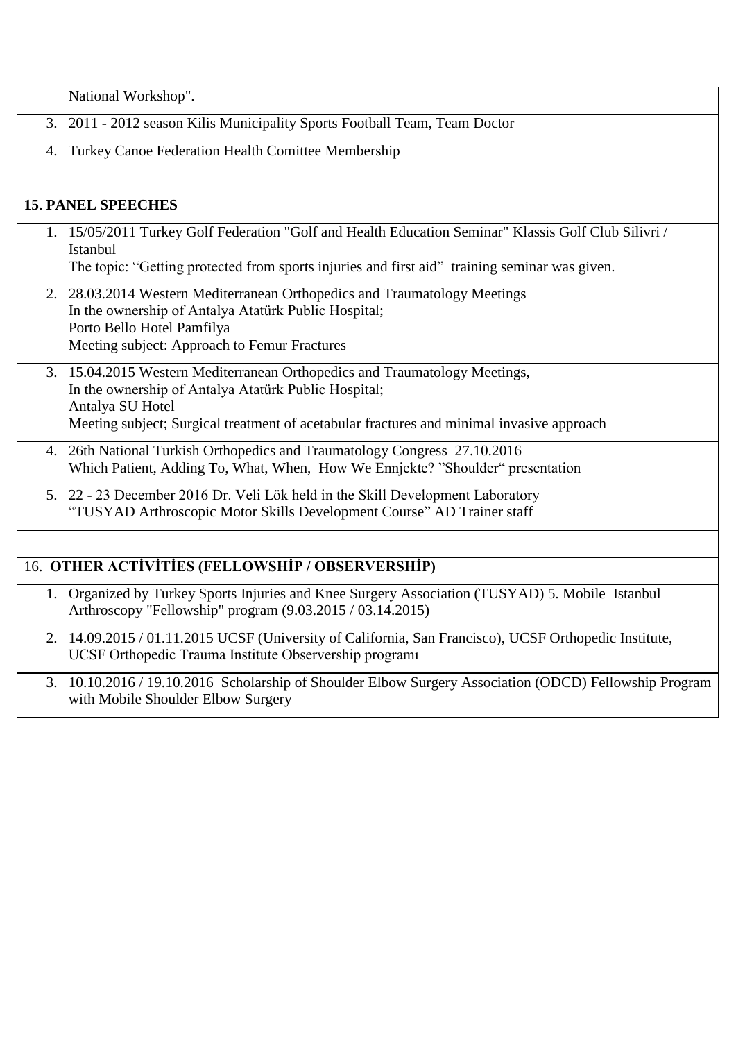National Workshop".

3. 2011 - 2012 season Kilis Municipality Sports Football Team, Team Doctor
4. Turkey Canoe Federation Health Comittee Membership

**15. PANEL SPEECHES**

1. 15/05/2011 Turkey Golf Federation "Golf and Health Education Seminar" Klassis Golf Club Silivri / Istanbul
   The topic: "Getting protected from sports injuries and first aid" training seminar was given.
2. 28.03.2014 Western Mediterranean Orthopedics and Traumatology Meetings
   In the ownership of Antalya Atatürk Public Hospital;
   Porto Bello Hotel Pamfilya
   Meeting subject: Approach to Femur Fractures
3. 15.04.2015 Western Mediterranean Orthopedics and Traumatology Meetings,
   In the ownership of Antalya Atatürk Public Hospital;
   Antalya SU Hotel
   Meeting subject; Surgical treatment of acetabular fractures and minimal invasive approach
4. 26th National Turkish Orthopedics and Traumatology Congress 27.10.2016
   Which Patient, Adding To, What, When, How We Ennjekte? "Shoulder" presentation
5. 22 - 23 December 2016 Dr. Veli Lök held in the Skill Development Laboratory
   "TUSYAD Arthroscopic Motor Skills Development Course" AD Trainer staff

16. **OTHER ACTİVİTİES (FELLOWSHİP / OBSERVERSHİP)**

1. Organized by Turkey Sports Injuries and Knee Surgery Association (TUSYAD) 5. Mobile Istanbul Arthroscopy "Fellowship" program (9.03.2015 / 03.14.2015)
2. 14.09.2015 / 01.11.2015 UCSF (University of California, San Francisco), UCSF Orthopedic Institute, UCSF Orthopedic Trauma Institute Observership programı
3. 10.10.2016 / 19.10.2016 Scholarship of Shoulder Elbow Surgery Association (ODCD) Fellowship Program with Mobile Shoulder Elbow Surgery